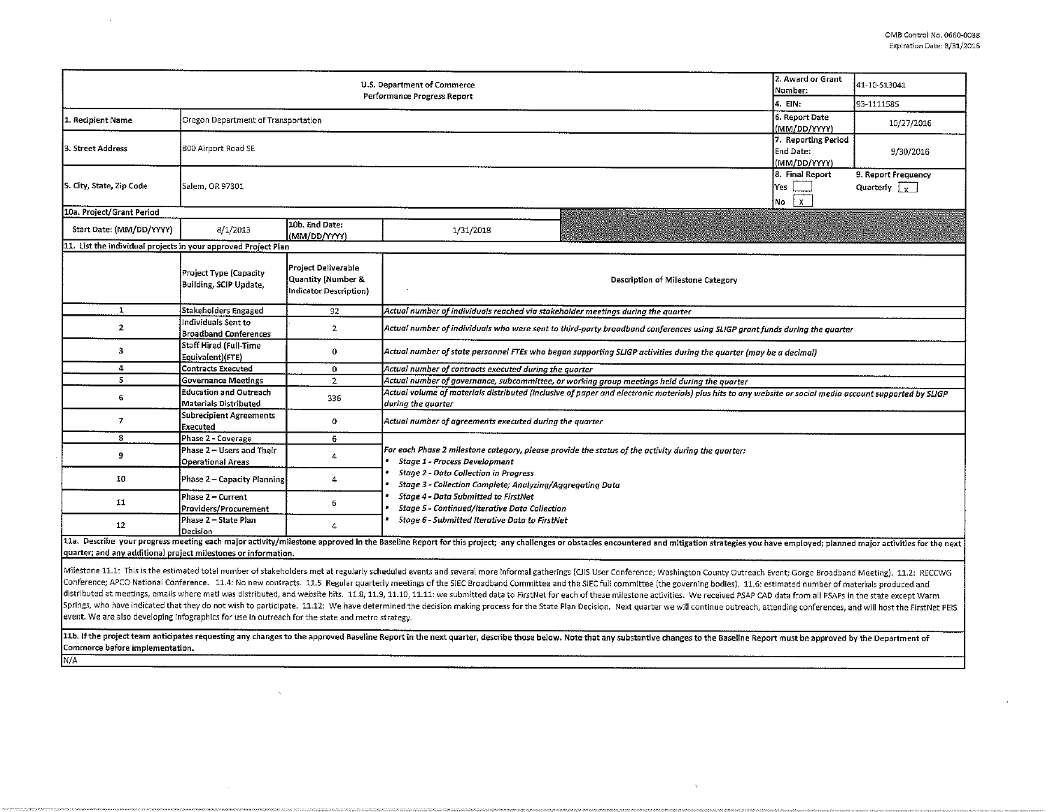OMB Control No. 0660-0038
Expiration Date: 8/31/2016

| U.S. Department of Commerce Performance Progress Report | | | | 2. Award or Grant Number: | 41-10-S13041 |
|---|---|---|---|---|---|
| | | | | 4. EIN: | 93-1111585 |
| 1. Recipient Name | Oregon Department of Transportation | | | 6. Report Date (MM/DD/YYYY) | 10/27/2016 |
| 3. Street Address | 800 Airport Road SE | | | 7. Reporting Period End Date: (MM/DD/YYYY) | 9/30/2016 |
| 5. City, State, Zip Code | Salem, OR 97301 | | | 8. Final Report Yes [ ] No [X] | 9. Report Frequency Quarterly [X] |
| 10a. Project/Grant Period | | | | | |
| Start Date: (MM/DD/YYYY) | 8/1/2013 | 10b. End Date: (MM/DD/YYYY) | 1/31/2018 | | |

11. List the individual projects in your approved Project Plan

| | Project Type (Capacity Building, SCIP Update, | Project Deliverable Quantity (Number & Indicator Description) | Description of Milestone Category |
|---|---|---|---|
| 1 | Stakeholders Engaged | 92 | *Actual number of individuals reached via stakeholder meetings during the quarter* |
| 2 | Individuals Sent to Broadband Conferences | 2 | *Actual number of individuals who were sent to third-party broadband conferences using SLIGP grant funds during the quarter* |
| 3 | Staff Hired (Full-Time Equivalent)(FTE) | 0 | *Actual number of state personnel FTEs who began supporting SLIGP activities during the quarter (may be a decimal)* |
| 4 | Contracts Executed | 0 | *Actual number of contracts executed during the quarter* |
| 5 | Governance Meetings | 2 | *Actual number of governance, subcommittee, or working group meetings held during the quarter* |
| 6 | Education and Outreach Materials Distributed | 336 | *Actual volume of materials distributed (inclusive of paper and electronic materials) plus hits to any website or social media account supported by SLIGP during the quarter* |
| 7 | Subrecipient Agreements Executed | 0 | *Actual number of agreements executed during the quarter* |
| 8 | Phase 2 - Coverage | 6 | *For each Phase 2 milestone category, please provide the status of the activity during the quarter:* <br>• *Stage 1 - Process Development* <br>• *Stage 2 - Data Collection in Progress* <br>• *Stage 3 - Collection Complete; Analyzing/Aggregating Data* <br>• *Stage 4 - Data Submitted to FirstNet* <br>• *Stage 5 - Continued/Iterative Data Collection* <br>• *Stage 6 - Submitted Iterative Data to FirstNet* |
| 9 | Phase 2 – Users and Their Operational Areas | 4 | |
| 10 | Phase 2 – Capacity Planning | 4 | |
| 11 | Phase 2 – Current Providers/Procurement | 6 | |
| 12 | Phase 2 – State Plan Decision | 4 | |

**11a. Describe your progress meeting each major activity/milestone approved in the Baseline Report for this project; any challenges or obstacles encountered and mitigation strategies you have employed; planned major activities for the next quarter; and any additional project milestones or information.**

Milestone 11.1: This is the estimated total number of stakeholders met at regularly scheduled events and several more informal gatherings (CJIS User Conference; Washington County Outreach Event; Gorge Broadband Meeting). 11.2: RECCWG Conference; APCO National Conference. 11.4: No new contracts. 11.5 Regular quarterly meetings of the SIEC Broadband Committee and the SIEC full committee (the governing bodies). 11.6: estimated number of materials produced and distributed at meetings, emails where matl was distributed, and website hits. 11.8, 11.9, 11.10, 11.11: we submitted data to FirstNet for each of these milestone activities. We received PSAP CAD data from all PSAPs in the state except Warm Springs, who have indicated that they do not wish to participate. 11.12: We have determined the decision making process for the State Plan Decision. Next quarter we will continue outreach, attending conferences, and will host the FirstNet PEIS event. We are also developing infographics for use in outreach for the state and metro strategy.

**11b. If the project team anticipates requesting any changes to the approved Baseline Report in the next quarter, describe those below. Note that any substantive changes to the Baseline Report must be approved by the Department of Commerce before implementation.**

N/A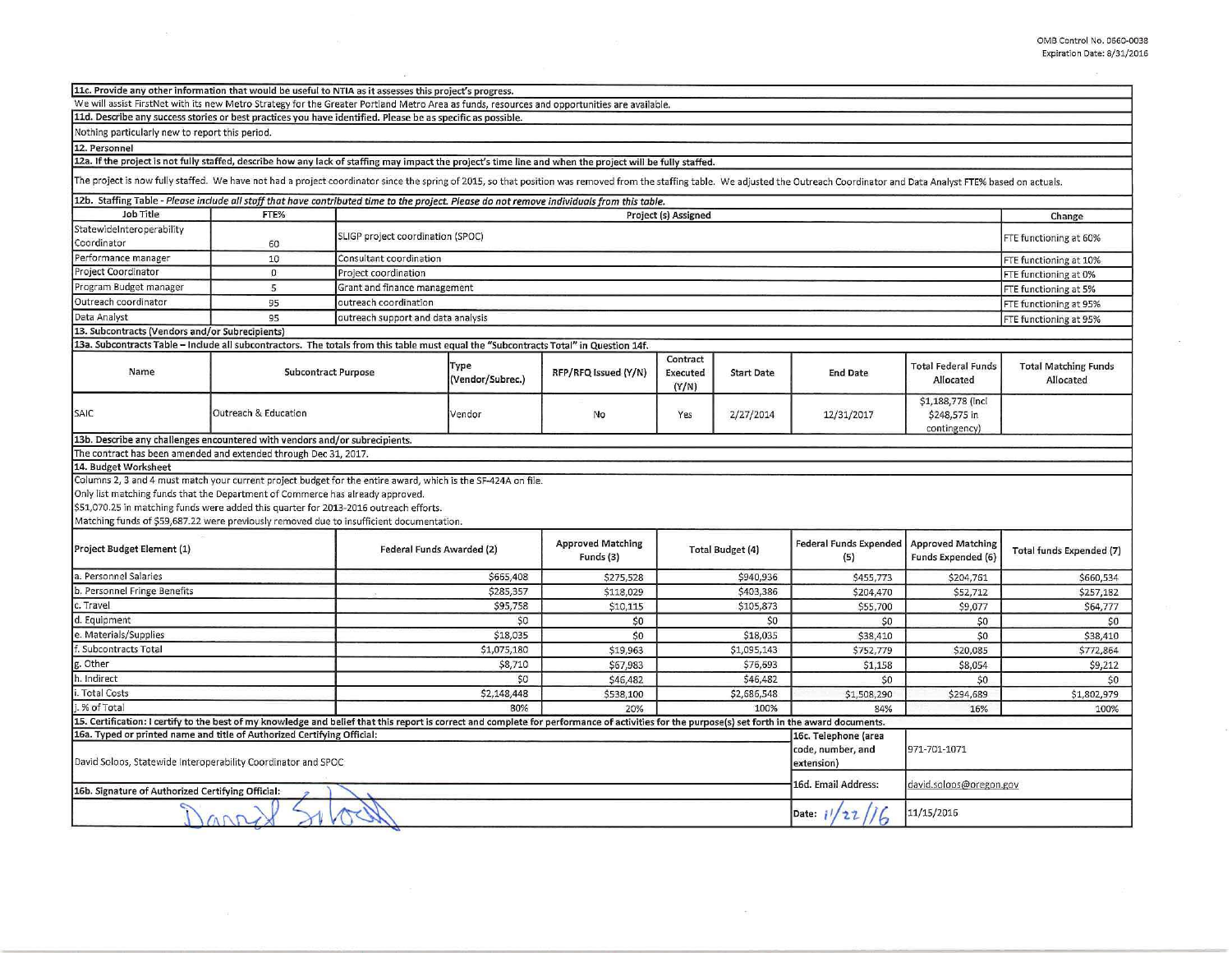OMB Control No. 0660-0038
Expiration Date: 8/31/2016

**11c. Provide any other information that would be useful to NTIA as it assesses this project's progress.**

We will assist FirstNet with its new Metro Strategy for the Greater Portland Metro Area as funds, resources and opportunities are available.

**11d. Describe any success stories or best practices you have identified. Please be as specific as possible.**

Nothing particularly new to report this period.

**12. Personnel**

**12a. If the project is not fully staffed, describe how any lack of staffing may impact the project's time line and when the project will be fully staffed.**

The project is now fully staffed. We have not had a project coordinator since the spring of 2015, so that position was removed from the staffing table. We adjusted the Outreach Coordinator and Data Analyst FTE% based on actuals.

**12b. Staffing Table** - *Please include all staff that have contributed time to the project. Please do not remove individuals from this table.*

| Job Title | FTE% | Project (s) Assigned | Change |
|---|---|---|---|
| StatewideInteroperability Coordinator | 60 | SLIGP project coordination (SPOC) | FTE functioning at 60% |
| Performance manager | 10 | Consultant coordination | FTE functioning at 10% |
| Project Coordinator | 0 | Project coordination | FTE functioning at 0% |
| Program Budget manager | 5 | Grant and finance management | FTE functioning at 5% |
| Outreach coordinator | 95 | outreach coordination | FTE functioning at 95% |
| Data Analyst | 95 | outreach support and data analysis | FTE functioning at 95% |

**13. Subcontracts (Vendors and/or Subrecipients)**

**13a. Subcontracts Table – Include all subcontractors. The totals from this table must equal the "Subcontracts Total" in Question 14f.**

| Name | Subcontract Purpose | Type (Vendor/Subrec.) | RFP/RFQ Issued (Y/N) | Contract Executed (Y/N) | Start Date | End Date | Total Federal Funds Allocated | Total Matching Funds Allocated |
|---|---|---|---|---|---|---|---|---|
| SAIC | Outreach & Education | Vendor | No | Yes | 2/27/2014 | 12/31/2017 | $1,188,778 (incl $248,575 in contingency) | |

**13b. Describe any challenges encountered with vendors and/or subrecipients.**

The contract has been amended and extended through Dec 31, 2017.

**14. Budget Worksheet**

Columns 2, 3 and 4 must match your current project budget for the entire award, which is the SF-424A on file.
Only list matching funds that the Department of Commerce has already approved.
$51,070.25 in matching funds were added this quarter for 2013-2016 outreach efforts.
Matching funds of $59,687.22 were previously removed due to insufficient documentation.

| Project Budget Element (1) | Federal Funds Awarded (2) | Approved Matching Funds (3) | Total Budget (4) | Federal Funds Expended (5) | Approved Matching Funds Expended (6) | Total funds Expended (7) |
|---|---|---|---|---|---|---|
| a. Personnel Salaries | $665,408 | $275,528 | $940,936 | $455,773 | $204,761 | $660,534 |
| b. Personnel Fringe Benefits | $285,357 | $118,029 | $403,386 | $204,470 | $52,712 | $257,182 |
| c. Travel | $95,758 | $10,115 | $105,873 | $55,700 | $9,077 | $64,777 |
| d. Equipment | $0 | $0 | $0 | $0 | $0 | $0 |
| e. Materials/Supplies | $18,035 | $0 | $18,035 | $38,410 | $0 | $38,410 |
| f. Subcontracts Total | $1,075,180 | $19,963 | $1,095,143 | $752,779 | $20,085 | $772,864 |
| g. Other | $8,710 | $67,983 | $76,693 | $1,158 | $8,054 | $9,212 |
| h. Indirect | $0 | $46,482 | $46,482 | $0 | $0 | $0 |
| i. Total Costs | $2,148,448 | $538,100 | $2,686,548 | $1,508,290 | $294,689 | $1,802,979 |
| j. % of Total | 80% | 20% | 100% | 84% | 16% | 100% |

**15. Certification: I certify to the best of my knowledge and belief that this report is correct and complete for performance of activities for the purpose(s) set forth in the award documents.**

| | | |
|---|---|---|
| **16a. Typed or printed name and title of Authorized Certifying Official:** David Soloos, Statewide Interoperability Coordinator and SPOC | 16c. Telephone (area code, number, and extension) | 971-701-1071 |
| | 16d. Email Address: | david.soloos@oregon.gov |
| **16b. Signature of Authorized Certifying Official:** David Soloos | Date: 11/22/16 | 11/15/2016 |